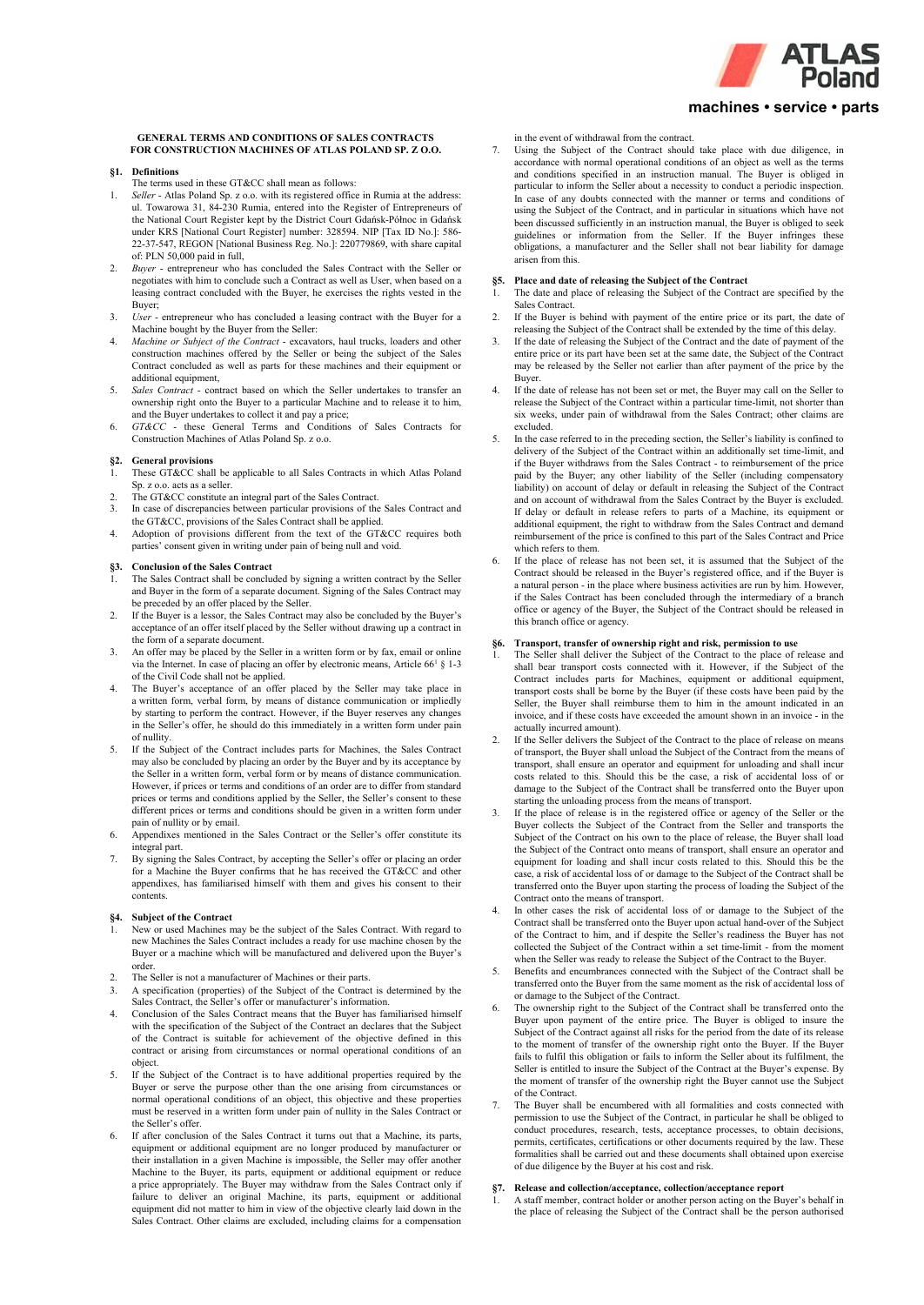# GENERAL TERMS AND CONDITIONS OF SALES CONTRACTS FOR CONSTRUCTION MACHINES OF ATLAS POLAND SP. Z O.O.

## §1. Definitions

The terms used in these GT&CC shall mean as follows:

1. *Seller* - Atlas Poland Sp. z o.o. with its registered office in Rumia at the address: ul. Towarowa 31, 84-230 Rumia, entered into the Register of Entrepreneurs of the National Court Register kept by the District Court Gdańsk-Północ in Gdańsk under KRS [National Court Register] number: 328594. NIP [Tax ID No.]: 586-22-37-547, REGON [National Business Reg. No.]: 220779869, with share capital of: PLN 50,000 paid in full,
2. *Buyer* - entrepreneur who has concluded the Sales Contract with the Seller or negotiates with him to conclude such a Contract as well as User, when based on a leasing contract concluded with the Buyer, he exercises the rights vested in the Buyer;
3. *User* - entrepreneur who has concluded a leasing contract with the Buyer for a Machine bought by the Buyer from the Seller:
4. *Machine or Subject of the Contract* - excavators, haul trucks, loaders and other construction machines offered by the Seller or being the subject of the Sales Contract concluded as well as parts for these machines and their equipment or additional equipment,
5. *Sales Contract* - contract based on which the Seller undertakes to transfer an ownership right onto the Buyer to a particular Machine and to release it to him, and the Buyer undertakes to collect it and pay a price;
6. *GT&CC* - these General Terms and Conditions of Sales Contracts for Construction Machines of Atlas Poland Sp. z o.o.

## §2. General provisions

1. These GT&CC shall be applicable to all Sales Contracts in which Atlas Poland Sp. z o.o. acts as a seller.
2. The GT&CC constitute an integral part of the Sales Contract.
3. In case of discrepancies between particular provisions of the Sales Contract and the GT&CC, provisions of the Sales Contract shall be applied.
4. Adoption of provisions different from the text of the GT&CC requires both parties' consent given in writing under pain of being null and void.

## §3. Conclusion of the Sales Contract

1. The Sales Contract shall be concluded by signing a written contract by the Seller and Buyer in the form of a separate document. Signing of the Sales Contract may be preceded by an offer placed by the Seller.
2. If the Buyer is a lessor, the Sales Contract may also be concluded by the Buyer's acceptance of an offer itself placed by the Seller without drawing up a contract in the form of a separate document.
3. An offer may be placed by the Seller in a written form or by fax, email or online via the Internet. In case of placing an offer by electronic means, Article 66[1] § 1-3 of the Civil Code shall not be applied.
4. The Buyer's acceptance of an offer placed by the Seller may take place in a written form, verbal form, by means of distance communication or impliedly by starting to perform the contract. However, if the Buyer reserves any changes in the Seller's offer, he should do this immediately in a written form under pain of nullity.
5. If the Subject of the Contract includes parts for Machines, the Sales Contract may also be concluded by placing an order by the Buyer and by its acceptance by the Seller in a written form, verbal form or by means of distance communication. However, if prices or terms and conditions of an order are to differ from standard prices or terms and conditions applied by the Seller, the Seller's consent to these different prices or terms and conditions should be given in a written form under pain of nullity or by email.
6. Appendixes mentioned in the Sales Contract or the Seller's offer constitute its integral part.
7. By signing the Sales Contract, by accepting the Seller's offer or placing an order for a Machine the Buyer confirms that he has received the GT&CC and other appendixes, has familiarised himself with them and gives his consent to their contents.

## §4. Subject of the Contract

1. New or used Machines may be the subject of the Sales Contract. With regard to new Machines the Sales Contract includes a ready for use machine chosen by the Buyer or a machine which will be manufactured and delivered upon the Buyer's order.
2. The Seller is not a manufacturer of Machines or their parts.
3. A specification (properties) of the Subject of the Contract is determined by the Sales Contract, the Seller's offer or manufacturer's information.
4. Conclusion of the Sales Contract means that the Buyer has familiarised himself with the specification of the Subject of the Contract an declares that the Subject of the Contract is suitable for achievement of the objective defined in this contract or arising from circumstances or normal operational conditions of an object.
5. If the Subject of the Contract is to have additional properties required by the Buyer or serve the purpose other than the one arising from circumstances or normal operational conditions of an object, this objective and these properties must be reserved in a written form under pain of nullity in the Sales Contract or the Seller's offer.
6. If after conclusion of the Sales Contract it turns out that a Machine, its parts, equipment or additional equipment are no longer produced by manufacturer or their installation in a given Machine is impossible, the Seller may offer another Machine to the Buyer, its parts, equipment or additional equipment or reduce a price appropriately. The Buyer may withdraw from the Sales Contract only if failure to deliver an original Machine, its parts, equipment or additional equipment did not matter to him in view of the objective clearly laid down in the Sales Contract. Other claims are excluded, including claims for a compensation in the event of withdrawal from the contract.
7. Using the Subject of the Contract should take place with due diligence, in accordance with normal operational conditions of an object as well as the terms and conditions specified in an instruction manual. The Buyer is obliged in particular to inform the Seller about a necessity to conduct a periodic inspection. In case of any doubts connected with the manner or terms and conditions of using the Subject of the Contract, and in particular in situations which have not been discussed sufficiently in an instruction manual, the Buyer is obliged to seek guidelines or information from the Seller. If the Buyer infringes these obligations, a manufacturer and the Seller shall not bear liability for damage arisen from this.

## §5. Place and date of releasing the Subject of the Contract

1. The date and place of releasing the Subject of the Contract are specified by the Sales Contract.
2. If the Buyer is behind with payment of the entire price or its part, the date of releasing the Subject of the Contract shall be extended by the time of this delay.
3. If the date of releasing the Subject of the Contract and the date of payment of the entire price or its part have been set at the same date, the Subject of the Contract may be released by the Seller not earlier than after payment of the price by the Buyer.
4. If the date of release has not been set or met, the Buyer may call on the Seller to release the Subject of the Contract within a particular time-limit, not shorter than six weeks, under pain of withdrawal from the Sales Contract; other claims are excluded.
5. In the case referred to in the preceding section, the Seller's liability is confined to delivery of the Subject of the Contract within an additionally set time-limit, and if the Buyer withdraws from the Sales Contract - to reimbursement of the price paid by the Buyer; any other liability of the Seller (including compensatory liability) on account of delay or default in releasing the Subject of the Contract and on account of withdrawal from the Sales Contract by the Buyer is excluded. If delay or default in release refers to parts of a Machine, its equipment or additional equipment, the right to withdraw from the Sales Contract and demand reimbursement of the price is confined to this part of the Sales Contract and Price which refers to them.
6. If the place of release has not been set, it is assumed that the Subject of the Contract should be released in the Buyer's registered office, and if the Buyer is a natural person - in the place where business activities are run by him. However, if the Sales Contract has been concluded through the intermediary of a branch office or agency of the Buyer, the Subject of the Contract should be released in this branch office or agency.

## §6. Transport, transfer of ownership right and risk, permission to use

1. The Seller shall deliver the Subject of the Contract to the place of release and shall bear transport costs connected with it. However, if the Subject of the Contract includes parts for Machines, equipment or additional equipment, transport costs shall be borne by the Buyer (if these costs have been paid by the Seller, the Buyer shall reimburse them to him in the amount indicated in an invoice, and if these costs have exceeded the amount shown in an invoice - in the actually incurred amount).
2. If the Seller delivers the Subject of the Contract to the place of release on means of transport, the Buyer shall unload the Subject of the Contract from the means of transport, shall ensure an operator and equipment for unloading and shall incur costs related to this. Should this be the case, a risk of accidental loss of or damage to the Subject of the Contract shall be transferred onto the Buyer upon starting the unloading process from the means of transport.
3. If the place of release is in the registered office or agency of the Seller or the Buyer collects the Subject of the Contract from the Seller and transports the Subject of the Contract on his own to the place of release, the Buyer shall load the Subject of the Contract onto means of transport, shall ensure an operator and equipment for loading and shall incur costs related to this. Should this be the case, a risk of accidental loss of or damage to the Subject of the Contract shall be transferred onto the Buyer upon starting the process of loading the Subject of the Contract onto the means of transport.
4. In other cases the risk of accidental loss of or damage to the Subject of the Contract shall be transferred onto the Buyer upon actual hand-over of the Subject of the Contract to him, and if despite the Seller's readiness the Buyer has not collected the Subject of the Contract within a set time-limit - from the moment when the Seller was ready to release the Subject of the Contract to the Buyer.
5. Benefits and encumbrances connected with the Subject of the Contract shall be transferred onto the Buyer from the same moment as the risk of accidental loss of or damage to the Subject of the Contract.
6. The ownership right to the Subject of the Contract shall be transferred onto the Buyer upon payment of the entire price. The Buyer is obliged to insure the Subject of the Contract against all risks for the period from the date of its release to the moment of transfer of the ownership right onto the Buyer. If the Buyer fails to fulfil this obligation or fails to inform the Seller about its fulfilment, the Seller is entitled to insure the Subject of the Contract at the Buyer's expense. By the moment of transfer of the ownership right the Buyer cannot use the Subject of the Contract.
7. The Buyer shall be encumbered with all formalities and costs connected with permission to use the Subject of the Contract, in particular he shall be obliged to conduct procedures, research, tests, acceptance processes, to obtain decisions, permits, certificates, certifications or other documents required by the law. These formalities shall be carried out and these documents shall obtained upon exercise of due diligence by the Buyer at his cost and risk.

## §7. Release and collection/acceptance, collection/acceptance report

1. A staff member, contract holder or another person acting on the Buyer's behalf in the place of releasing the Subject of the Contract shall be the person authorised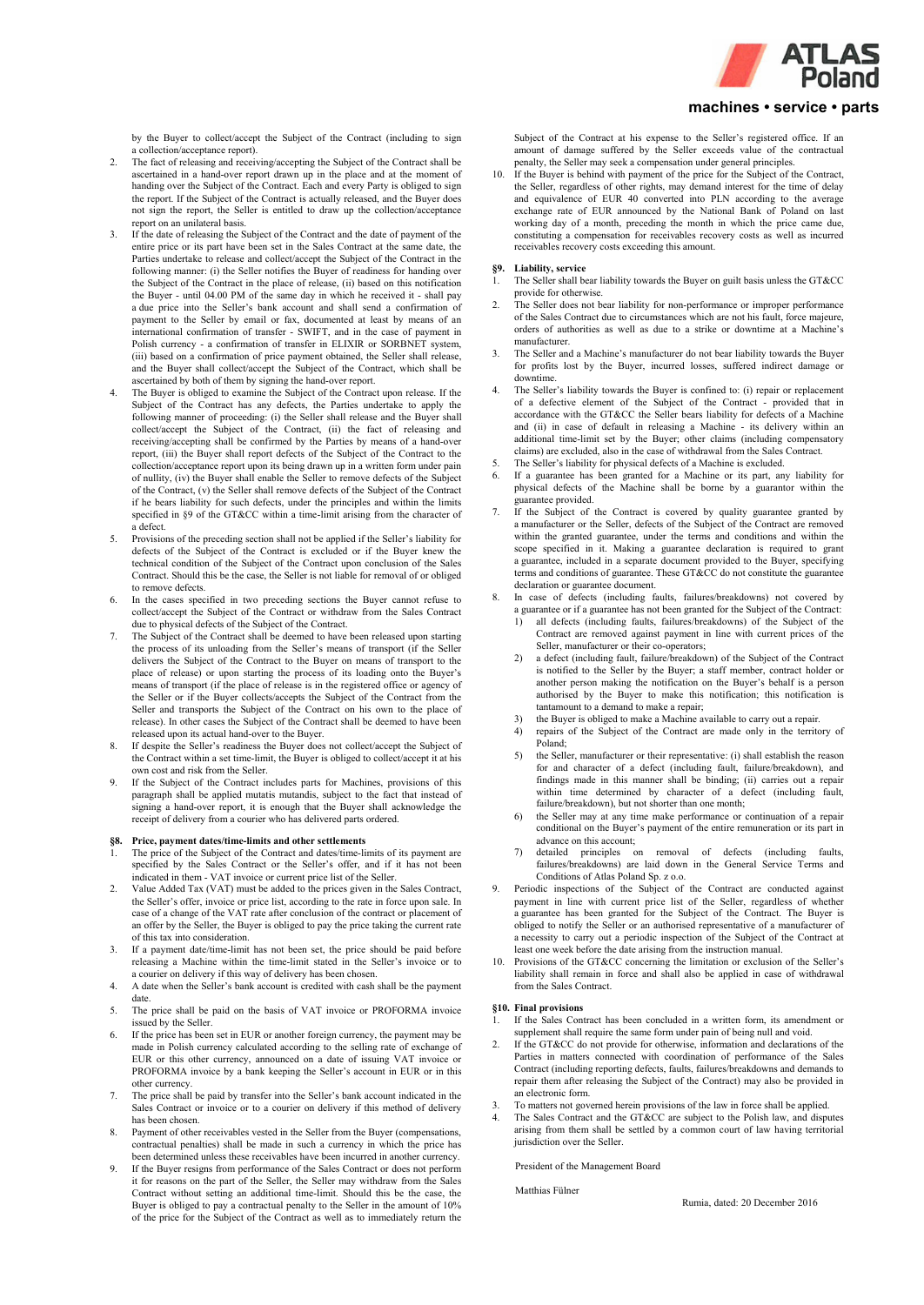by the Buyer to collect/accept the Subject of the Contract (including to sign a collection/acceptance report).

2. The fact of releasing and receiving/accepting the Subject of the Contract shall be ascertained in a hand-over report drawn up in the place and at the moment of handing over the Subject of the Contract. Each and every Party is obliged to sign the report. If the Subject of the Contract is actually released, and the Buyer does not sign the report, the Seller is entitled to draw up the collection/acceptance report on an unilateral basis.
3. If the date of releasing the Subject of the Contract and the date of payment of the entire price or its part have been set in the Sales Contract at the same date, the Parties undertake to release and collect/accept the Subject of the Contract in the following manner: (i) the Seller notifies the Buyer of readiness for handing over the Subject of the Contract in the place of release, (ii) based on this notification the Buyer - until 04.00 PM of the same day in which he received it - shall pay a due price into the Seller's bank account and shall send a confirmation of payment to the Seller by email or fax, documented at least by means of an international confirmation of transfer - SWIFT, and in the case of payment in Polish currency - a confirmation of transfer in ELIXIR or SORBNET system, (iii) based on a confirmation of price payment obtained, the Seller shall release, and the Buyer shall collect/accept the Subject of the Contract, which shall be ascertained by both of them by signing the hand-over report.
4. The Buyer is obliged to examine the Subject of the Contract upon release. If the Subject of the Contract has any defects, the Parties undertake to apply the following manner of proceeding: (i) the Seller shall release and the Buyer shall collect/accept the Subject of the Contract, (ii) the fact of releasing and receiving/accepting shall be confirmed by the Parties by means of a hand-over report, (iii) the Buyer shall report defects of the Subject of the Contract to the collection/acceptance report upon its being drawn up in a written form under pain of nullity, (iv) the Buyer shall enable the Seller to remove defects of the Subject of the Contract, (v) the Seller shall remove defects of the Subject of the Contract if he bears liability for such defects, under the principles and within the limits specified in §9 of the GT&CC within a time-limit arising from the character of a defect.
5. Provisions of the preceding section shall not be applied if the Seller's liability for defects of the Subject of the Contract is excluded or if the Buyer knew the technical condition of the Subject of the Contract upon conclusion of the Sales Contract. Should this be the case, the Seller is not liable for removal of or obliged to remove defects.
6. In the cases specified in two preceding sections the Buyer cannot refuse to collect/accept the Subject of the Contract or withdraw from the Sales Contract due to physical defects of the Subject of the Contract.
7. The Subject of the Contract shall be deemed to have been released upon starting the process of its unloading from the Seller's means of transport (if the Seller delivers the Subject of the Contract to the Buyer on means of transport to the place of release) or upon starting the process of its loading onto the Buyer's means of transport (if the place of release is in the registered office or agency of the Seller or if the Buyer collects/accepts the Subject of the Contract from the Seller and transports the Subject of the Contract on his own to the place of release). In other cases the Subject of the Contract shall be deemed to have been released upon its actual hand-over to the Buyer.
8. If despite the Seller's readiness the Buyer does not collect/accept the Subject of the Contract within a set time-limit, the Buyer is obliged to collect/accept it at his own cost and risk from the Seller.
9. If the Subject of the Contract includes parts for Machines, provisions of this paragraph shall be applied mutatis mutandis, subject to the fact that instead of signing a hand-over report, it is enough that the Buyer shall acknowledge the receipt of delivery from a courier who has delivered parts ordered.

**§8. Price, payment dates/time-limits and other settlements**

1. The price of the Subject of the Contract and dates/time-limits of its payment are specified by the Sales Contract or the Seller's offer, and if it has not been indicated in them - VAT invoice or current price list of the Seller.
2. Value Added Tax (VAT) must be added to the prices given in the Sales Contract, the Seller's offer, invoice or price list, according to the rate in force upon sale. In case of a change of the VAT rate after conclusion of the contract or placement of an offer by the Seller, the Buyer is obliged to pay the price taking the current rate of this tax into consideration.
3. If a payment date/time-limit has not been set, the price should be paid before releasing a Machine within the time-limit stated in the Seller's invoice or to a courier on delivery if this way of delivery has been chosen.
4. A date when the Seller's bank account is credited with cash shall be the payment date.
5. The price shall be paid on the basis of VAT invoice or PROFORMA invoice issued by the Seller.
6. If the price has been set in EUR or another foreign currency, the payment may be made in Polish currency calculated according to the selling rate of exchange of EUR or this other currency, announced on a date of issuing VAT invoice or PROFORMA invoice by a bank keeping the Seller's account in EUR or in this other currency.
7. The price shall be paid by transfer into the Seller's bank account indicated in the Sales Contract or invoice or to a courier on delivery if this method of delivery has been chosen.
8. Payment of other receivables vested in the Seller from the Buyer (compensations, contractual penalties) shall be made in such a currency in which the price has been determined unless these receivables have been incurred in another currency.
9. If the Buyer resigns from performance of the Sales Contract or does not perform it for reasons on the part of the Seller, the Seller may withdraw from the Sales Contract without setting an additional time-limit. Should this be the case, the Buyer is obliged to pay a contractual penalty to the Seller in the amount of 10% of the price for the Subject of the Contract as well as to immediately return the Subject of the Contract at his expense to the Seller's registered office. If an amount of damage suffered by the Seller exceeds value of the contractual penalty, the Seller may seek a compensation under general principles.
10. If the Buyer is behind with payment of the price for the Subject of the Contract, the Seller, regardless of other rights, may demand interest for the time of delay and equivalence of EUR 40 converted into PLN according to the average exchange rate of EUR announced by the National Bank of Poland on last working day of a month, preceding the month in which the price came due, constituting a compensation for receivables recovery costs as well as incurred receivables recovery costs exceeding this amount.

**§9. Liability, service**

1. The Seller shall bear liability towards the Buyer on guilt basis unless the GT&CC provide for otherwise.
2. The Seller does not bear liability for non-performance or improper performance of the Sales Contract due to circumstances which are not his fault, force majeure, orders of authorities as well as due to a strike or downtime at a Machine's manufacturer.
3. The Seller and a Machine's manufacturer do not bear liability towards the Buyer for profits lost by the Buyer, incurred losses, suffered indirect damage or downtime.
4. The Seller's liability towards the Buyer is confined to: (i) repair or replacement of a defective element of the Subject of the Contract - provided that in accordance with the GT&CC the Seller bears liability for defects of a Machine and (ii) in case of default in releasing a Machine - its delivery within an additional time-limit set by the Buyer; other claims (including compensatory claims) are excluded, also in the case of withdrawal from the Sales Contract.
5. The Seller's liability for physical defects of a Machine is excluded.
6. If a guarantee has been granted for a Machine or its part, any liability for physical defects of the Machine shall be borne by a guarantor within the guarantee provided.
7. If the Subject of the Contract is covered by quality guarantee granted by a manufacturer or the Seller, defects of the Subject of the Contract are removed within the granted guarantee, under the terms and conditions and within the scope specified in it. Making a guarantee declaration is required to grant a guarantee, included in a separate document provided to the Buyer, specifying terms and conditions of guarantee. These GT&CC do not constitute the guarantee declaration or guarantee document.
8. In case of defects (including faults, failures/breakdowns) not covered by a guarantee or if a guarantee has not been granted for the Subject of the Contract:
   1) all defects (including faults, failures/breakdowns) of the Subject of the Contract are removed against payment in line with current prices of the Seller, manufacturer or their co-operators;
   2) a defect (including fault, failure/breakdown) of the Subject of the Contract is notified to the Seller by the Buyer; a staff member, contract holder or another person making the notification on the Buyer's behalf is a person authorised by the Buyer to make this notification; this notification is tantamount to a demand to make a repair;
   3) the Buyer is obliged to make a Machine available to carry out a repair.
   4) repairs of the Subject of the Contract are made only in the territory of Poland;
   5) the Seller, manufacturer or their representative: (i) shall establish the reason for and character of a defect (including fault, failure/breakdown), and findings made in this manner shall be binding; (ii) carries out a repair within time determined by character of a defect (including fault, failure/breakdown), but not shorter than one month;
   6) the Seller may at any time make performance or continuation of a repair conditional on the Buyer's payment of the entire remuneration or its part in advance on this account;
   7) detailed principles on removal of defects (including faults, failures/breakdowns) are laid down in the General Service Terms and Conditions of Atlas Poland Sp. z o.o.
9. Periodic inspections of the Subject of the Contract are conducted against payment in line with current price list of the Seller, regardless of whether a guarantee has been granted for the Subject of the Contract. The Buyer is obliged to notify the Seller or an authorised representative of a manufacturer of a necessity to carry out a periodic inspection of the Subject of the Contract at least one week before the date arising from the instruction manual.
10. Provisions of the GT&CC concerning the limitation or exclusion of the Seller's liability shall remain in force and shall also be applied in case of withdrawal from the Sales Contract.

**§10. Final provisions**

1. If the Sales Contract has been concluded in a written form, its amendment or supplement shall require the same form under pain of being null and void.
2. If the GT&CC do not provide for otherwise, information and declarations of the Parties in matters connected with coordination of performance of the Sales Contract (including reporting defects, faults, failures/breakdowns and demands to repair them after releasing the Subject of the Contract) may also be provided in an electronic form.
3. To matters not governed herein provisions of the law in force shall be applied.
4. The Sales Contract and the GT&CC are subject to the Polish law, and disputes arising from them shall be settled by a common court of law having territorial jurisdiction over the Seller.

President of the Management Board

Matthias Fülner

Rumia, dated: 20 December 2016